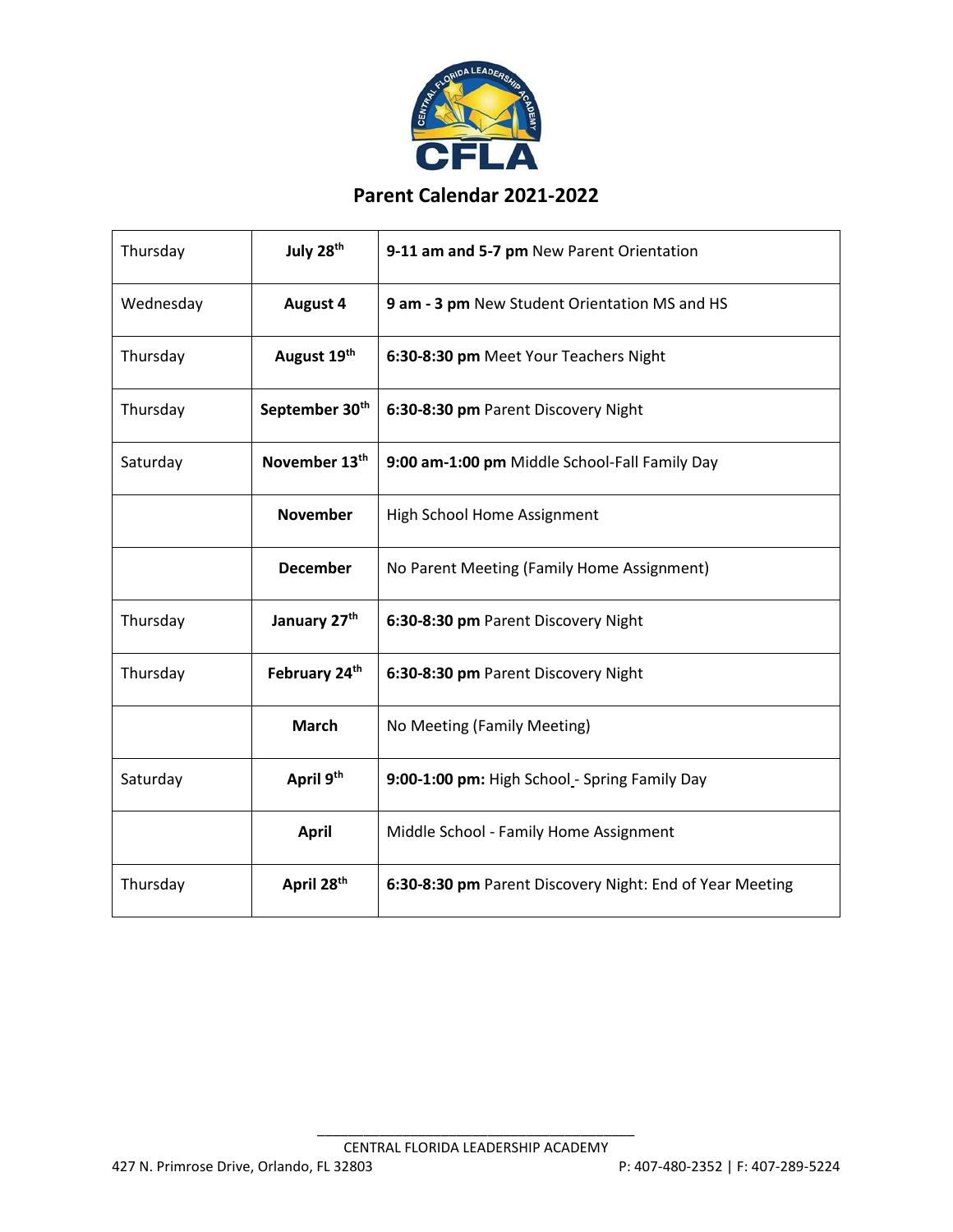## Parent Calendar 2021-2022

| | | |
|---|---|---|
| Thursday | **July 28th** | **9-11 am and 5-7 pm** New Parent Orientation |
| Wednesday | **August 4** | **9 am - 3 pm** New Student Orientation MS and HS |
| Thursday | **August 19th** | **6:30-8:30 pm** Meet Your Teachers Night |
| Thursday | **September 30th** | **6:30-8:30 pm** Parent Discovery Night |
| Saturday | **November 13th** | **9:00 am-1:00 pm** Middle School-Fall Family Day |
| | **November** | High School Home Assignment |
| | **December** | No Parent Meeting (Family Home Assignment) |
| Thursday | **January 27th** | **6:30-8:30 pm** Parent Discovery Night |
| Thursday | **February 24th** | **6:30-8:30 pm** Parent Discovery Night |
| | **March** | No Meeting (Family Meeting) |
| Saturday | **April 9th** | **9:00-1:00 pm:** High School - Spring Family Day |
| | **April** | Middle School - Family Home Assignment |
| Thursday | **April 28th** | **6:30-8:30 pm** Parent Discovery Night: End of Year Meeting |

CENTRAL FLORIDA LEADERSHIP ACADEMY
427 N. Primrose Drive, Orlando, FL 32803 P: 407-480-2352 | F: 407-289-5224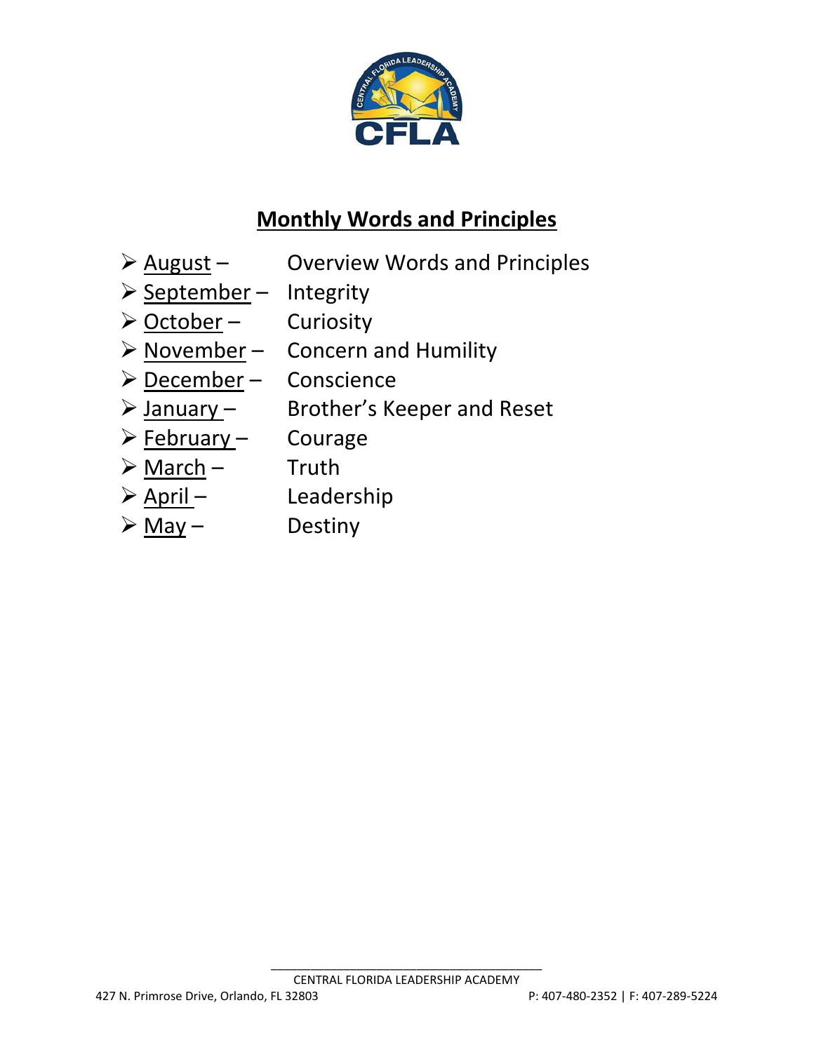## Monthly Words and Principles

- August – Overview Words and Principles
- September – Integrity
- October – Curiosity
- November – Concern and Humility
- December – Conscience
- January – Brother's Keeper and Reset
- February – Courage
- March – Truth
- April – Leadership
- May – Destiny

CENTRAL FLORIDA LEADERSHIP ACADEMY

427 N. Primrose Drive, Orlando, FL 32803 P: 407-480-2352 | F: 407-289-5224